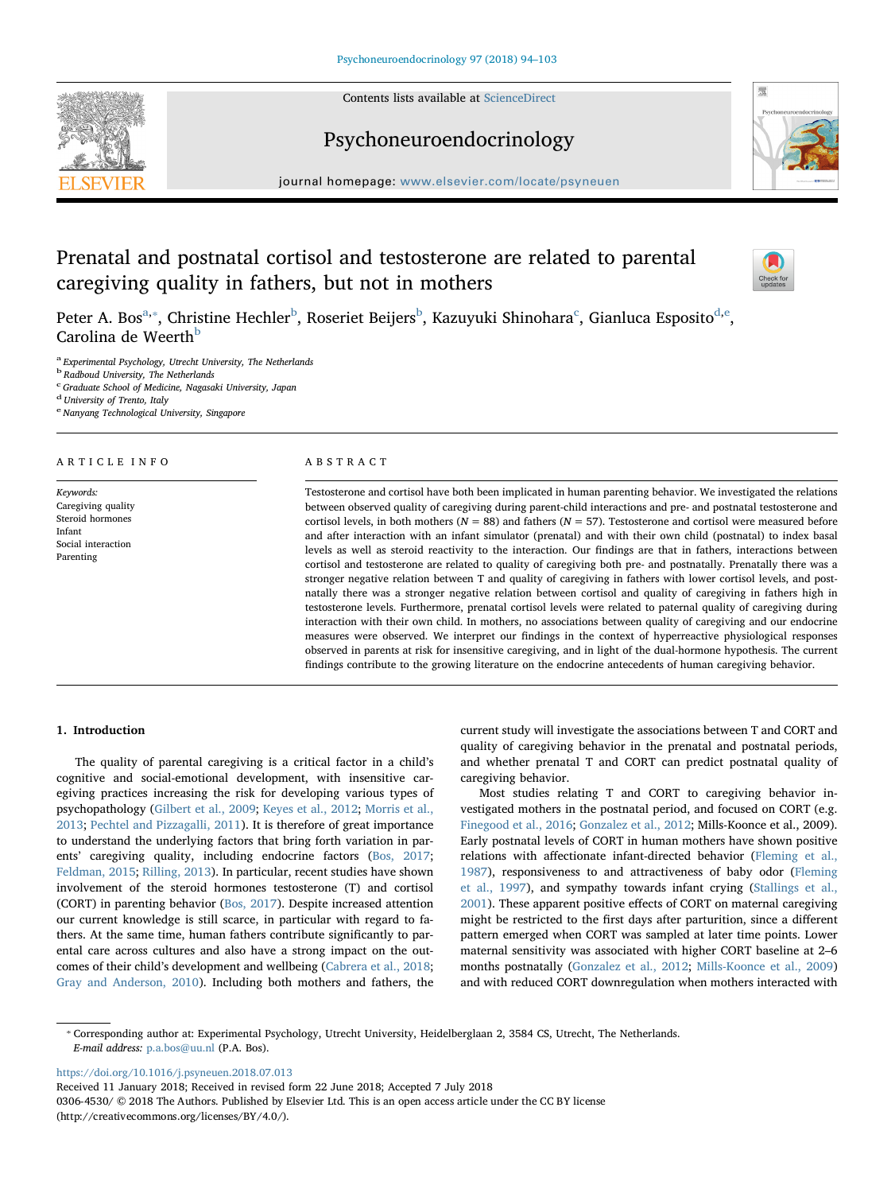# Prenatal and postnatal cortisol and testosterone are related to parental caregiving quality in fathers, but not in mothers

Peter A. Bos[a,*], Christine Hechler[b], Roseriet Beijers[b], Kazuyuki Shinohara[c], Gianluca Esposito[d,e], Carolina de Weerth[b]

[a] Experimental Psychology, Utrecht University, The Netherlands
[b] Radboud University, The Netherlands
[c] Graduate School of Medicine, Nagasaki University, Japan
[d] University of Trento, Italy
[e] Nanyang Technological University, Singapore

## ARTICLE INFO

*Keywords:*
Caregiving quality
Steroid hormones
Infant
Social interaction
Parenting

## ABSTRACT

Testosterone and cortisol have both been implicated in human parenting behavior. We investigated the relations between observed quality of caregiving during parent-child interactions and pre- and postnatal testosterone and cortisol levels, in both mothers ($N = 88$) and fathers ($N = 57$). Testosterone and cortisol were measured before and after interaction with an infant simulator (prenatal) and with their own child (postnatal) to index basal levels as well as steroid reactivity to the interaction. Our findings are that in fathers, interactions between cortisol and testosterone are related to quality of caregiving both pre- and postnatally. Prenatally there was a stronger negative relation between T and quality of caregiving in fathers with lower cortisol levels, and postnatally there was a stronger negative relation between cortisol and quality of caregiving in fathers high in testosterone levels. Furthermore, prenatal cortisol levels were related to paternal quality of caregiving during interaction with their own child. In mothers, no associations between quality of caregiving and our endocrine measures were observed. We interpret our findings in the context of hyperreactive physiological responses observed in parents at risk for insensitive caregiving, and in light of the dual-hormone hypothesis. The current findings contribute to the growing literature on the endocrine antecedents of human caregiving behavior.

## 1. Introduction

The quality of parental caregiving is a critical factor in a child's cognitive and social-emotional development, with insensitive caregiving practices increasing the risk for developing various types of psychopathology (Gilbert et al., 2009; Keyes et al., 2012; Morris et al., 2013; Pechtel and Pizzagalli, 2011). It is therefore of great importance to understand the underlying factors that bring forth variation in parents' caregiving quality, including endocrine factors (Bos, 2017; Feldman, 2015; Rilling, 2013). In particular, recent studies have shown involvement of the steroid hormones testosterone (T) and cortisol (CORT) in parenting behavior (Bos, 2017). Despite increased attention our current knowledge is still scarce, in particular with regard to fathers. At the same time, human fathers contribute significantly to parental care across cultures and also have a strong impact on the outcomes of their child's development and wellbeing (Cabrera et al., 2018; Gray and Anderson, 2010). Including both mothers and fathers, the current study will investigate the associations between T and CORT and quality of caregiving behavior in the prenatal and postnatal periods, and whether prenatal T and CORT can predict postnatal quality of caregiving behavior.

Most studies relating T and CORT to caregiving behavior investigated mothers in the postnatal period, and focused on CORT (e.g. Finegood et al., 2016; Gonzalez et al., 2012; Mills-Koonce et al., 2009). Early postnatal levels of CORT in human mothers have shown positive relations with affectionate infant-directed behavior (Fleming et al., 1987), responsiveness to and attractiveness of baby odor (Fleming et al., 1997), and sympathy towards infant crying (Stallings et al., 2001). These apparent positive effects of CORT on maternal caregiving might be restricted to the first days after parturition, since a different pattern emerged when CORT was sampled at later time points. Lower maternal sensitivity was associated with higher CORT baseline at 2–6 months postnatally (Gonzalez et al., 2012; Mills-Koonce et al., 2009) and with reduced CORT downregulation when mothers interacted with

---

* Corresponding author at: Experimental Psychology, Utrecht University, Heidelberglaan 2, 3584 CS, Utrecht, The Netherlands.
*E-mail address:* p.a.bos@uu.nl (P.A. Bos).

https://doi.org/10.1016/j.psyneuen.2018.07.013
Received 11 January 2018; Received in revised form 22 June 2018; Accepted 7 July 2018
0306-4530/ © 2018 The Authors. Published by Elsevier Ltd. This is an open access article under the CC BY license (http://creativecommons.org/licenses/BY/4.0/).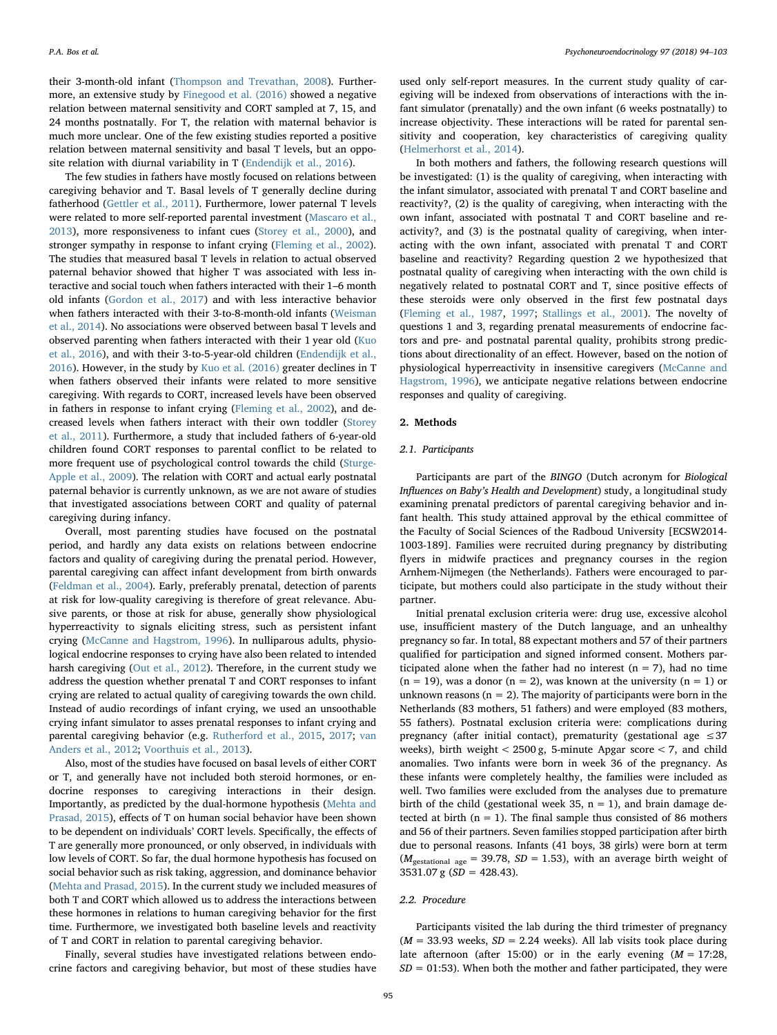their 3-month-old infant (Thompson and Trevathan, 2008). Furthermore, an extensive study by Finegood et al. (2016) showed a negative relation between maternal sensitivity and CORT sampled at 7, 15, and 24 months postnatally. For T, the relation with maternal behavior is much more unclear. One of the few existing studies reported a positive relation between maternal sensitivity and basal T levels, but an opposite relation with diurnal variability in T (Endendijk et al., 2016).

The few studies in fathers have mostly focused on relations between caregiving behavior and T. Basal levels of T generally decline during fatherhood (Gettler et al., 2011). Furthermore, lower paternal T levels were related to more self-reported parental investment (Mascaro et al., 2013), more responsiveness to infant cues (Storey et al., 2000), and stronger sympathy in response to infant crying (Fleming et al., 2002). The studies that measured basal T levels in relation to actual observed paternal behavior showed that higher T was associated with less interactive and social touch when fathers interacted with their 1–6 month old infants (Gordon et al., 2017) and with less interactive behavior when fathers interacted with their 3-to-8-month-old infants (Weisman et al., 2014). No associations were observed between basal T levels and observed parenting when fathers interacted with their 1 year old (Kuo et al., 2016), and with their 3-to-5-year-old children (Endendijk et al., 2016). However, in the study by Kuo et al. (2016) greater declines in T when fathers observed their infants were related to more sensitive caregiving. With regards to CORT, increased levels have been observed in fathers in response to infant crying (Fleming et al., 2002), and decreased levels when fathers interact with their own toddler (Storey et al., 2011). Furthermore, a study that included fathers of 6-year-old children found CORT responses to parental conflict to be related to more frequent use of psychological control towards the child (Sturge-Apple et al., 2009). The relation with CORT and actual early postnatal paternal behavior is currently unknown, as we are not aware of studies that investigated associations between CORT and quality of paternal caregiving during infancy.

Overall, most parenting studies have focused on the postnatal period, and hardly any data exists on relations between endocrine factors and quality of caregiving during the prenatal period. However, parental caregiving can affect infant development from birth onwards (Feldman et al., 2004). Early, preferably prenatal, detection of parents at risk for low-quality caregiving is therefore of great relevance. Abusive parents, or those at risk for abuse, generally show physiological hyperreactivity to signals eliciting stress, such as persistent infant crying (McCanne and Hagstrom, 1996). In nulliparous adults, physiological endocrine responses to crying have also been related to intended harsh caregiving (Out et al., 2012). Therefore, in the current study we address the question whether prenatal T and CORT responses to infant crying are related to actual quality of caregiving towards the own child. Instead of audio recordings of infant crying, we used an unsoothable crying infant simulator to asses prenatal responses to infant crying and parental caregiving behavior (e.g. Rutherford et al., 2015, 2017; van Anders et al., 2012; Voorthuis et al., 2013).

Also, most of the studies have focused on basal levels of either CORT or T, and generally have not included both steroid hormones, or endocrine responses to caregiving interactions in their design. Importantly, as predicted by the dual-hormone hypothesis (Mehta and Prasad, 2015), effects of T on human social behavior have been shown to be dependent on individuals' CORT levels. Specifically, the effects of T are generally more pronounced, or only observed, in individuals with low levels of CORT. So far, the dual hormone hypothesis has focused on social behavior such as risk taking, aggression, and dominance behavior (Mehta and Prasad, 2015). In the current study we included measures of both T and CORT which allowed us to address the interactions between these hormones in relations to human caregiving behavior for the first time. Furthermore, we investigated both baseline levels and reactivity of T and CORT in relation to parental caregiving behavior.

Finally, several studies have investigated relations between endocrine factors and caregiving behavior, but most of these studies have used only self-report measures. In the current study quality of caregiving will be indexed from observations of interactions with the infant simulator (prenatally) and the own infant (6 weeks postnatally) to increase objectivity. These interactions will be rated for parental sensitivity and cooperation, key characteristics of caregiving quality (Helmerhorst et al., 2014).

In both mothers and fathers, the following research questions will be investigated: (1) is the quality of caregiving, when interacting with the infant simulator, associated with prenatal T and CORT baseline and reactivity?, (2) is the quality of caregiving, when interacting with the own infant, associated with postnatal T and CORT baseline and reactivity?, and (3) is the postnatal quality of caregiving, when interacting with the own infant, associated with prenatal T and CORT baseline and reactivity? Regarding question 2 we hypothesized that postnatal quality of caregiving when interacting with the own child is negatively related to postnatal CORT and T, since positive effects of these steroids were only observed in the first few postnatal days (Fleming et al., 1987, 1997; Stallings et al., 2001). The novelty of questions 1 and 3, regarding prenatal measurements of endocrine factors and pre- and postnatal parental quality, prohibits strong predictions about directionality of an effect. However, based on the notion of physiological hyperreactivity in insensitive caregivers (McCanne and Hagstrom, 1996), we anticipate negative relations between endocrine responses and quality of caregiving.

## 2. Methods

### 2.1. Participants

Participants are part of the *BINGO* (Dutch acronym for *Biological Influences on Baby's Health and Development*) study, a longitudinal study examining prenatal predictors of parental caregiving behavior and infant health. This study attained approval by the ethical committee of the Faculty of Social Sciences of the Radboud University [ECSW2014-1003-189]. Families were recruited during pregnancy by distributing flyers in midwife practices and pregnancy courses in the region Arnhem-Nijmegen (the Netherlands). Fathers were encouraged to participate, but mothers could also participate in the study without their partner.

Initial prenatal exclusion criteria were: drug use, excessive alcohol use, insufficient mastery of the Dutch language, and an unhealthy pregnancy so far. In total, 88 expectant mothers and 57 of their partners qualified for participation and signed informed consent. Mothers participated alone when the father had no interest ($n = 7$), had no time ($n = 19$), was a donor ($n = 2$), was known at the university ($n = 1$) or unknown reasons ($n = 2$). The majority of participants were born in the Netherlands (83 mothers, 51 fathers) and were employed (83 mothers, 55 fathers). Postnatal exclusion criteria were: complications during pregnancy (after initial contact), prematurity (gestational age $\leq 37$ weeks), birth weight < 2500 g, 5-minute Apgar score < 7, and child anomalies. Two infants were born in week 36 of the pregnancy. As these infants were completely healthy, the families were included as well. Two families were excluded from the analyses due to premature birth of the child (gestational week 35, $n = 1$), and brain damage detected at birth ($n = 1$). The final sample thus consisted of 86 mothers and 56 of their partners. Seven families stopped participation after birth due to personal reasons. Infants (41 boys, 38 girls) were born at term ($M_{\text{gestational age}} = 39.78$, $SD = 1.53$), with an average birth weight of 3531.07 g ($SD = 428.43$).

### 2.2. Procedure

Participants visited the lab during the third trimester of pregnancy ($M = 33.93$ weeks, $SD = 2.24$ weeks). All lab visits took place during late afternoon (after 15:00) or in the early evening ($M = 17{:}28$, $SD = 01{:}53$). When both the mother and father participated, they were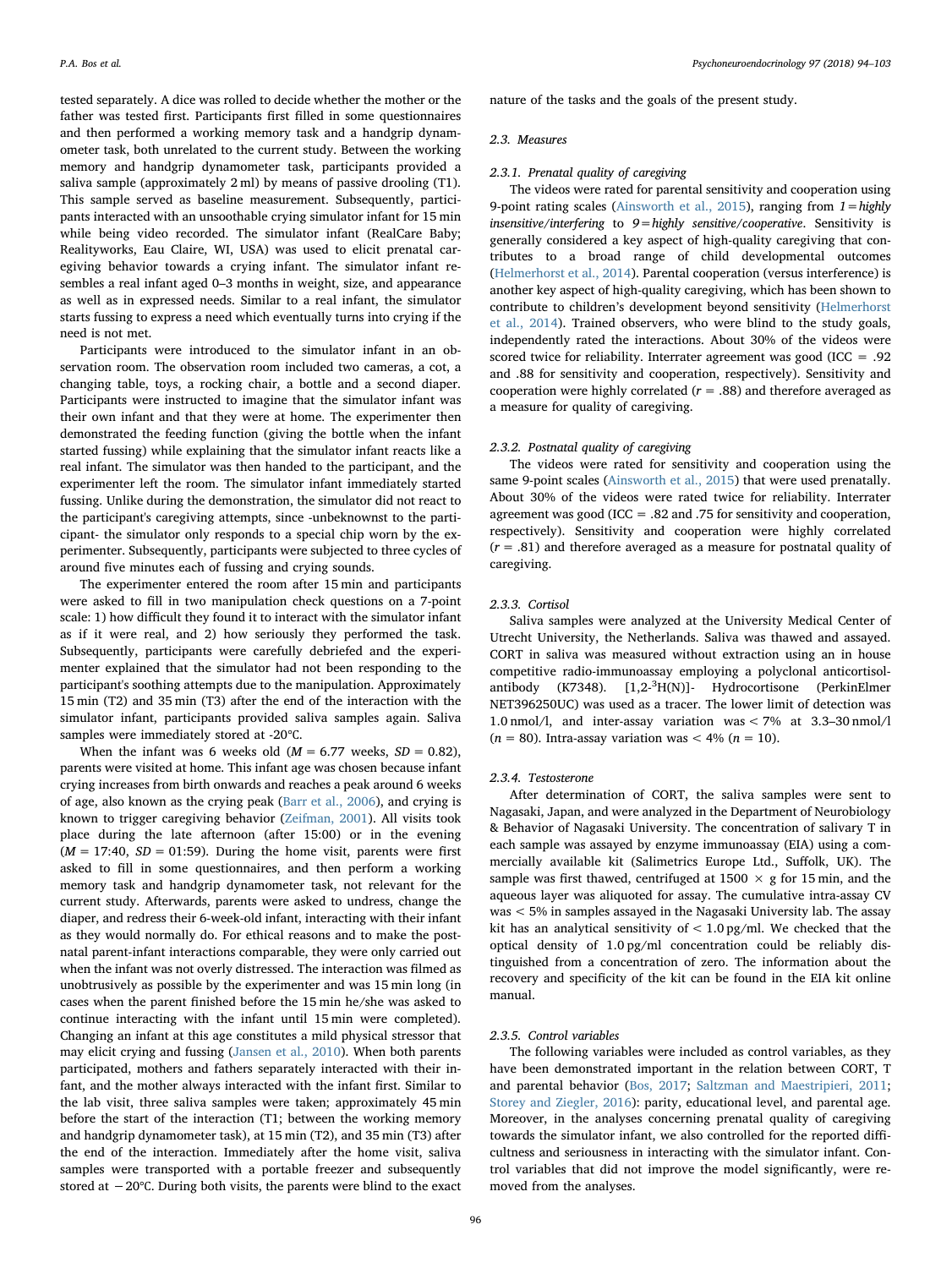tested separately. A dice was rolled to decide whether the mother or the father was tested first. Participants first filled in some questionnaires and then performed a working memory task and a handgrip dynamometer task, both unrelated to the current study. Between the working memory and handgrip dynamometer task, participants provided a saliva sample (approximately 2 ml) by means of passive drooling (T1). This sample served as baseline measurement. Subsequently, participants interacted with an unsoothable crying simulator infant for 15 min while being video recorded. The simulator infant (RealCare Baby; Realityworks, Eau Claire, WI, USA) was used to elicit prenatal caregiving behavior towards a crying infant. The simulator infant resembles a real infant aged 0–3 months in weight, size, and appearance as well as in expressed needs. Similar to a real infant, the simulator starts fussing to express a need which eventually turns into crying if the need is not met.

Participants were introduced to the simulator infant in an observation room. The observation room included two cameras, a cot, a changing table, toys, a rocking chair, a bottle and a second diaper. Participants were instructed to imagine that the simulator infant was their own infant and that they were at home. The experimenter then demonstrated the feeding function (giving the bottle when the infant started fussing) while explaining that the simulator infant reacts like a real infant. The simulator was then handed to the participant, and the experimenter left the room. The simulator infant immediately started fussing. Unlike during the demonstration, the simulator did not react to the participant's caregiving attempts, since -unbeknownst to the participant- the simulator only responds to a special chip worn by the experimenter. Subsequently, participants were subjected to three cycles of around five minutes each of fussing and crying sounds.

The experimenter entered the room after 15 min and participants were asked to fill in two manipulation check questions on a 7-point scale: 1) how difficult they found it to interact with the simulator infant as if it were real, and 2) how seriously they performed the task. Subsequently, participants were carefully debriefed and the experimenter explained that the simulator had not been responding to the participant's soothing attempts due to the manipulation. Approximately 15 min (T2) and 35 min (T3) after the end of the interaction with the simulator infant, participants provided saliva samples again. Saliva samples were immediately stored at -20°C.

When the infant was 6 weeks old ($M$ = 6.77 weeks, $SD$ = 0.82), parents were visited at home. This infant age was chosen because infant crying increases from birth onwards and reaches a peak around 6 weeks of age, also known as the crying peak (Barr et al., 2006), and crying is known to trigger caregiving behavior (Zeifman, 2001). All visits took place during the late afternoon (after 15:00) or in the evening ($M$ = 17:40, $SD$ = 01:59). During the home visit, parents were first asked to fill in some questionnaires, and then perform a working memory task and handgrip dynamometer task, not relevant for the current study. Afterwards, parents were asked to undress, change the diaper, and redress their 6-week-old infant, interacting with their infant as they would normally do. For ethical reasons and to make the postnatal parent-infant interactions comparable, they were only carried out when the infant was not overly distressed. The interaction was filmed as unobtrusively as possible by the experimenter and was 15 min long (in cases when the parent finished before the 15 min he/she was asked to continue interacting with the infant until 15 min were completed). Changing an infant at this age constitutes a mild physical stressor that may elicit crying and fussing (Jansen et al., 2010). When both parents participated, mothers and fathers separately interacted with their infant, and the mother always interacted with the infant first. Similar to the lab visit, three saliva samples were taken; approximately 45 min before the start of the interaction (T1; between the working memory and handgrip dynamometer task), at 15 min (T2), and 35 min (T3) after the end of the interaction. Immediately after the home visit, saliva samples were transported with a portable freezer and subsequently stored at −20°C. During both visits, the parents were blind to the exact nature of the tasks and the goals of the present study.

### 2.3. Measures

#### 2.3.1. Prenatal quality of caregiving

The videos were rated for parental sensitivity and cooperation using 9-point rating scales (Ainsworth et al., 2015), ranging from *1 = highly insensitive/interfering* to *9 = highly sensitive/cooperative*. Sensitivity is generally considered a key aspect of high-quality caregiving that contributes to a broad range of child developmental outcomes (Helmerhorst et al., 2014). Parental cooperation (versus interference) is another key aspect of high-quality caregiving, which has been shown to contribute to children's development beyond sensitivity (Helmerhorst et al., 2014). Trained observers, who were blind to the study goals, independently rated the interactions. About 30% of the videos were scored twice for reliability. Interrater agreement was good (ICC = .92 and .88 for sensitivity and cooperation, respectively). Sensitivity and cooperation were highly correlated ($r$ = .88) and therefore averaged as a measure for quality of caregiving.

#### 2.3.2. Postnatal quality of caregiving

The videos were rated for sensitivity and cooperation using the same 9-point scales (Ainsworth et al., 2015) that were used prenatally. About 30% of the videos were rated twice for reliability. Interrater agreement was good (ICC = .82 and .75 for sensitivity and cooperation, respectively). Sensitivity and cooperation were highly correlated ($r$ = .81) and therefore averaged as a measure for postnatal quality of caregiving.

#### 2.3.3. Cortisol

Saliva samples were analyzed at the University Medical Center of Utrecht University, the Netherlands. Saliva was thawed and assayed. CORT in saliva was measured without extraction using an in house competitive radio-immunoassay employing a polyclonal anticortisol-antibody (K7348). [1,2-$^{3}$H(N)]- Hydrocortisone (PerkinElmer NET396250UC) was used as a tracer. The lower limit of detection was 1.0 nmol/l, and inter-assay variation was < 7% at 3.3–30 nmol/l ($n$ = 80). Intra-assay variation was < 4% ($n$ = 10).

#### 2.3.4. Testosterone

After determination of CORT, the saliva samples were sent to Nagasaki, Japan, and were analyzed in the Department of Neurobiology & Behavior of Nagasaki University. The concentration of salivary T in each sample was assayed by enzyme immunoassay (EIA) using a commercially available kit (Salimetrics Europe Ltd., Suffolk, UK). The sample was first thawed, centrifuged at 1500 × g for 15 min, and the aqueous layer was aliquoted for assay. The cumulative intra-assay CV was < 5% in samples assayed in the Nagasaki University lab. The assay kit has an analytical sensitivity of < 1.0 pg/ml. We checked that the optical density of 1.0 pg/ml concentration could be reliably distinguished from a concentration of zero. The information about the recovery and specificity of the kit can be found in the EIA kit online manual.

#### 2.3.5. Control variables

The following variables were included as control variables, as they have been demonstrated important in the relation between CORT, T and parental behavior (Bos, 2017; Saltzman and Maestripieri, 2011; Storey and Ziegler, 2016): parity, educational level, and parental age. Moreover, in the analyses concerning prenatal quality of caregiving towards the simulator infant, we also controlled for the reported difficultness and seriousness in interacting with the simulator infant. Control variables that did not improve the model significantly, were removed from the analyses.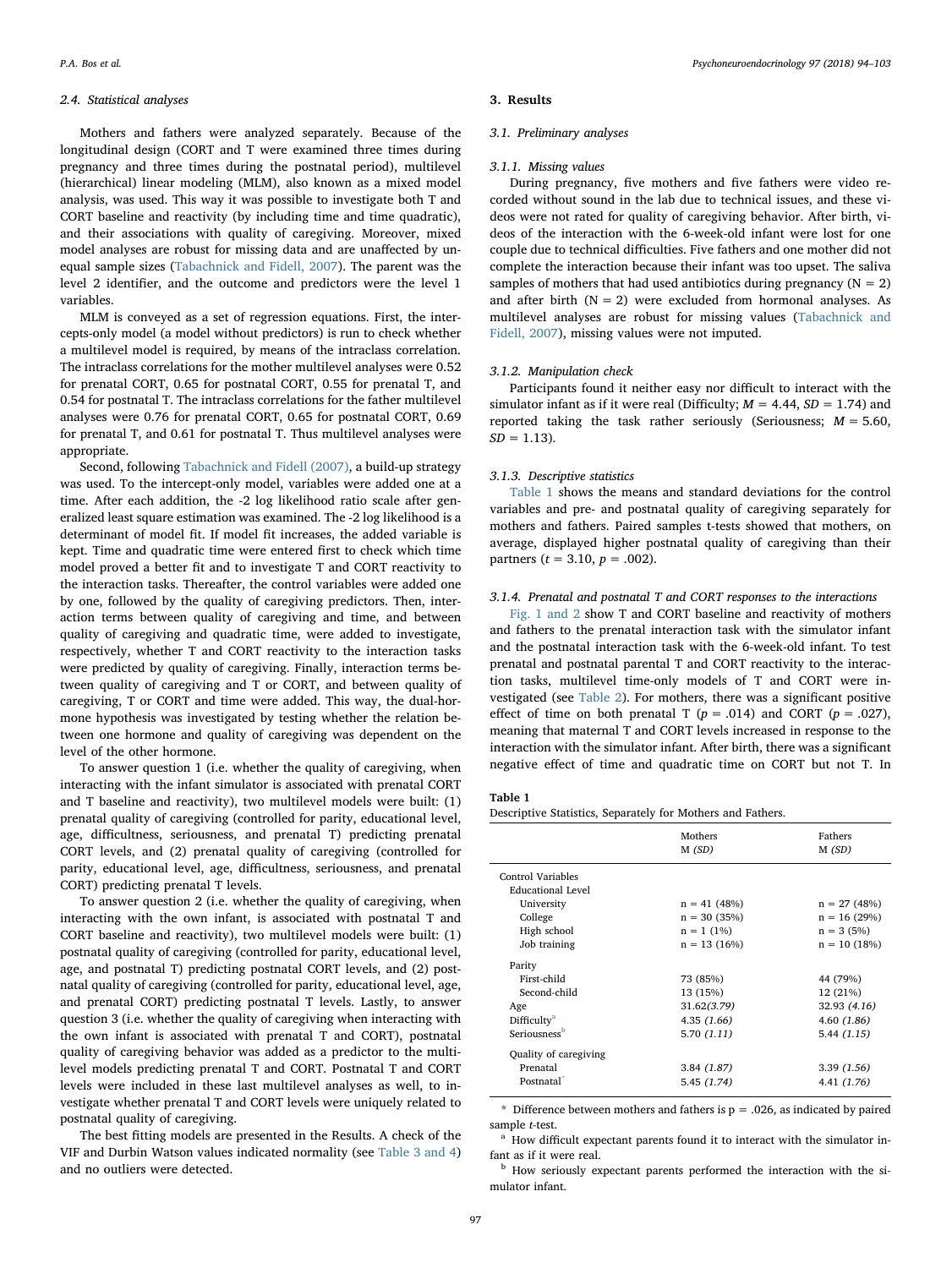### 2.4. Statistical analyses

Mothers and fathers were analyzed separately. Because of the longitudinal design (CORT and T were examined three times during pregnancy and three times during the postnatal period), multilevel (hierarchical) linear modeling (MLM), also known as a mixed model analysis, was used. This way it was possible to investigate both T and CORT baseline and reactivity (by including time and time quadratic), and their associations with quality of caregiving. Moreover, mixed model analyses are robust for missing data and are unaffected by unequal sample sizes (Tabachnick and Fidell, 2007). The parent was the level 2 identifier, and the outcome and predictors were the level 1 variables.

MLM is conveyed as a set of regression equations. First, the intercepts-only model (a model without predictors) is run to check whether a multilevel model is required, by means of the intraclass correlation. The intraclass correlations for the mother multilevel analyses were 0.52 for prenatal CORT, 0.65 for postnatal CORT, 0.55 for prenatal T, and 0.54 for postnatal T. The intraclass correlations for the father multilevel analyses were 0.76 for prenatal CORT, 0.65 for postnatal CORT, 0.69 for prenatal T, and 0.61 for postnatal T. Thus multilevel analyses were appropriate.

Second, following Tabachnick and Fidell (2007), a build-up strategy was used. To the intercept-only model, variables were added one at a time. After each addition, the -2 log likelihood ratio scale after generalized least square estimation was examined. The -2 log likelihood is a determinant of model fit. If model fit increases, the added variable is kept. Time and quadratic time were entered first to check which time model proved a better fit and to investigate T and CORT reactivity to the interaction tasks. Thereafter, the control variables were added one by one, followed by the quality of caregiving predictors. Then, interaction terms between quality of caregiving and time, and between quality of caregiving and quadratic time, were added to investigate, respectively, whether T and CORT reactivity to the interaction tasks were predicted by quality of caregiving. Finally, interaction terms between quality of caregiving and T or CORT, and between quality of caregiving, T or CORT and time were added. This way, the dual-hormone hypothesis was investigated by testing whether the relation between one hormone and quality of caregiving was dependent on the level of the other hormone.

To answer question 1 (i.e. whether the quality of caregiving, when interacting with the infant simulator is associated with prenatal CORT and T baseline and reactivity), two multilevel models were built: (1) prenatal quality of caregiving (controlled for parity, educational level, age, difficultness, seriousness, and prenatal T) predicting prenatal CORT levels, and (2) prenatal quality of caregiving (controlled for parity, educational level, age, difficultness, seriousness, and prenatal CORT) predicting prenatal T levels.

To answer question 2 (i.e. whether the quality of caregiving, when interacting with the own infant, is associated with postnatal T and CORT baseline and reactivity), two multilevel models were built: (1) postnatal quality of caregiving (controlled for parity, educational level, age, and postnatal T) predicting postnatal CORT levels, and (2) postnatal quality of caregiving (controlled for parity, educational level, age, and prenatal CORT) predicting postnatal T levels. Lastly, to answer question 3 (i.e. whether the quality of caregiving when interacting with the own infant is associated with prenatal T and CORT), postnatal quality of caregiving behavior was added as a predictor to the multilevel models predicting prenatal T and CORT. Postnatal T and CORT levels were included in these last multilevel analyses as well, to investigate whether prenatal T and CORT levels were uniquely related to postnatal quality of caregiving.

The best fitting models are presented in the Results. A check of the VIF and Durbin Watson values indicated normality (see Table 3 and 4) and no outliers were detected.

## 3. Results

### 3.1. Preliminary analyses

#### 3.1.1. Missing values

During pregnancy, five mothers and five fathers were video recorded without sound in the lab due to technical issues, and these videos were not rated for quality of caregiving behavior. After birth, videos of the interaction with the 6-week-old infant were lost for one couple due to technical difficulties. Five fathers and one mother did not complete the interaction because their infant was too upset. The saliva samples of mothers that had used antibiotics during pregnancy (N = 2) and after birth (N = 2) were excluded from hormonal analyses. As multilevel analyses are robust for missing values (Tabachnick and Fidell, 2007), missing values were not imputed.

#### 3.1.2. Manipulation check

Participants found it neither easy nor difficult to interact with the simulator infant as if it were real (Difficulty; $M = 4.44$, $SD = 1.74$) and reported taking the task rather seriously (Seriousness; $M = 5.60$, $SD = 1.13$).

#### 3.1.3. Descriptive statistics

Table 1 shows the means and standard deviations for the control variables and pre- and postnatal quality of caregiving separately for mothers and fathers. Paired samples t-tests showed that mothers, on average, displayed higher postnatal quality of caregiving than their partners ($t = 3.10$, $p = .002$).

#### 3.1.4. Prenatal and postnatal T and CORT responses to the interactions

Fig. 1 and 2 show T and CORT baseline and reactivity of mothers and fathers to the prenatal interaction task with the simulator infant and the postnatal interaction task with the 6-week-old infant. To test prenatal and postnatal parental T and CORT reactivity to the interaction tasks, multilevel time-only models of T and CORT were investigated (see Table 2). For mothers, there was a significant positive effect of time on both prenatal T ($p = .014$) and CORT ($p = .027$), meaning that maternal T and CORT levels increased in response to the interaction with the simulator infant. After birth, there was a significant negative effect of time and quadratic time on CORT but not T. In

**Table 1**
Descriptive Statistics, Separately for Mothers and Fathers.

| | Mothers M *(SD)* | Fathers M *(SD)* |
|---|---|---|
| Control Variables | | |
| Educational Level | | |
| University | n = 41 (48%) | n = 27 (48%) |
| College | n = 30 (35%) | n = 16 (29%) |
| High school | n = 1 (1%) | n = 3 (5%) |
| Job training | n = 13 (16%) | n = 10 (18%) |
| Parity | | |
| First-child | 73 (85%) | 44 (79%) |
| Second-child | 13 (15%) | 12 (21%) |
| Age | 31.62 *(3.79)* | 32.93 *(4.16)* |
| Difficulty[a] | 4.35 *(1.66)* | 4.60 *(1.86)* |
| Seriousness[b] | 5.70 *(1.11)* | 5.44 *(1.15)* |
| Quality of caregiving | | |
| Prenatal | 3.84 *(1.87)* | 3.39 *(1.56)* |
| Postnatal* | 5.45 *(1.74)* | 4.41 *(1.76)* |

* Difference between mothers and fathers is p = .026, as indicated by paired sample *t*-test.

[a] How difficult expectant parents found it to interact with the simulator infant as if it were real.

[b] How seriously expectant parents performed the interaction with the simulator infant.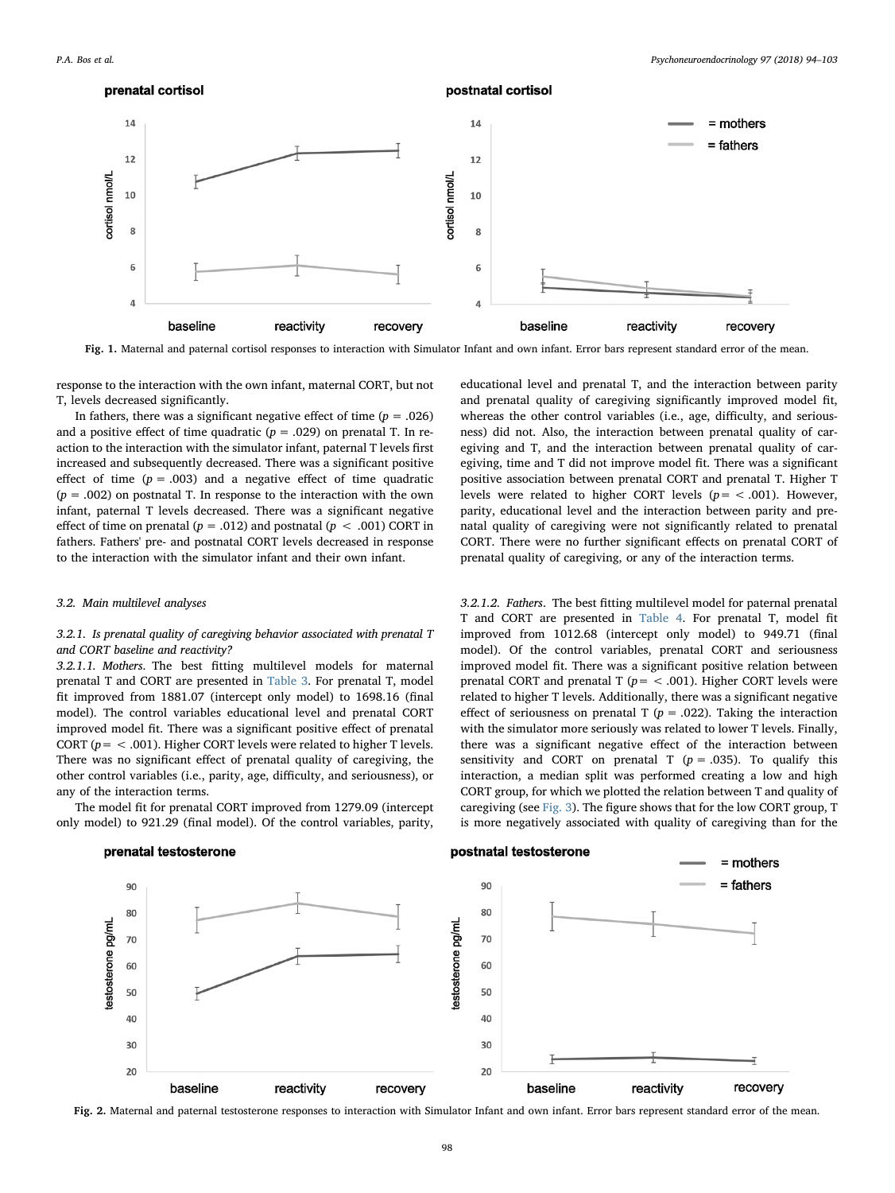Fig. 1. Maternal and paternal cortisol responses to interaction with Simulator Infant and own infant. Error bars represent standard error of the mean.

response to the interaction with the own infant, maternal CORT, but not T, levels decreased significantly.

In fathers, there was a significant negative effect of time ($p = .026$) and a positive effect of time quadratic ($p = .029$) on prenatal T. In reaction to the interaction with the simulator infant, paternal T levels first increased and subsequently decreased. There was a significant positive effect of time ($p = .003$) and a negative effect of time quadratic ($p = .002$) on postnatal T. In response to the interaction with the own infant, paternal T levels decreased. There was a significant negative effect of time on prenatal ($p = .012$) and postnatal ($p < .001$) CORT in fathers. Fathers' pre- and postnatal CORT levels decreased in response to the interaction with the simulator infant and their own infant.

### 3.2. Main multilevel analyses

#### 3.2.1. Is prenatal quality of caregiving behavior associated with prenatal T and CORT baseline and reactivity?

*3.2.1.1. Mothers.* The best fitting multilevel models for maternal prenatal T and CORT are presented in Table 3. For prenatal T, model fit improved from 1881.07 (intercept only model) to 1698.16 (final model). The control variables educational level and prenatal CORT improved model fit. There was a significant positive effect of prenatal CORT ($p = < .001$). Higher CORT levels were related to higher T levels. There was no significant effect of prenatal quality of caregiving, the other control variables (i.e., parity, age, difficulty, and seriousness), or any of the interaction terms.

The model fit for prenatal CORT improved from 1279.09 (intercept only model) to 921.29 (final model). Of the control variables, parity, educational level and prenatal T, and the interaction between parity and prenatal quality of caregiving significantly improved model fit, whereas the other control variables (i.e., age, difficulty, and seriousness) did not. Also, the interaction between prenatal quality of caregiving and T, and the interaction between prenatal quality of caregiving, time and T did not improve model fit. There was a significant positive association between prenatal CORT and prenatal T. Higher T levels were related to higher CORT levels ($p = < .001$). However, parity, educational level and the interaction between parity and prenatal quality of caregiving were not significantly related to prenatal CORT. There were no further significant effects on prenatal CORT of prenatal quality of caregiving, or any of the interaction terms.

*3.2.1.2. Fathers.* The best fitting multilevel model for paternal prenatal T and CORT are presented in Table 4. For prenatal T, model fit improved from 1012.68 (intercept only model) to 949.71 (final model). Of the control variables, prenatal CORT and seriousness improved model fit. There was a significant positive relation between prenatal CORT and prenatal T ($p = < .001$). Higher CORT levels were related to higher T levels. Additionally, there was a significant negative effect of seriousness on prenatal T ($p = .022$). Taking the interaction with the simulator more seriously was related to lower T levels. Finally, there was a significant negative effect of the interaction between sensitivity and CORT on prenatal T ($p = .035$). To qualify this interaction, a median split was performed creating a low and high CORT group, for which we plotted the relation between T and quality of caregiving (see Fig. 3). The figure shows that for the low CORT group, T is more negatively associated with quality of caregiving than for the

Fig. 2. Maternal and paternal testosterone responses to interaction with Simulator Infant and own infant. Error bars represent standard error of the mean.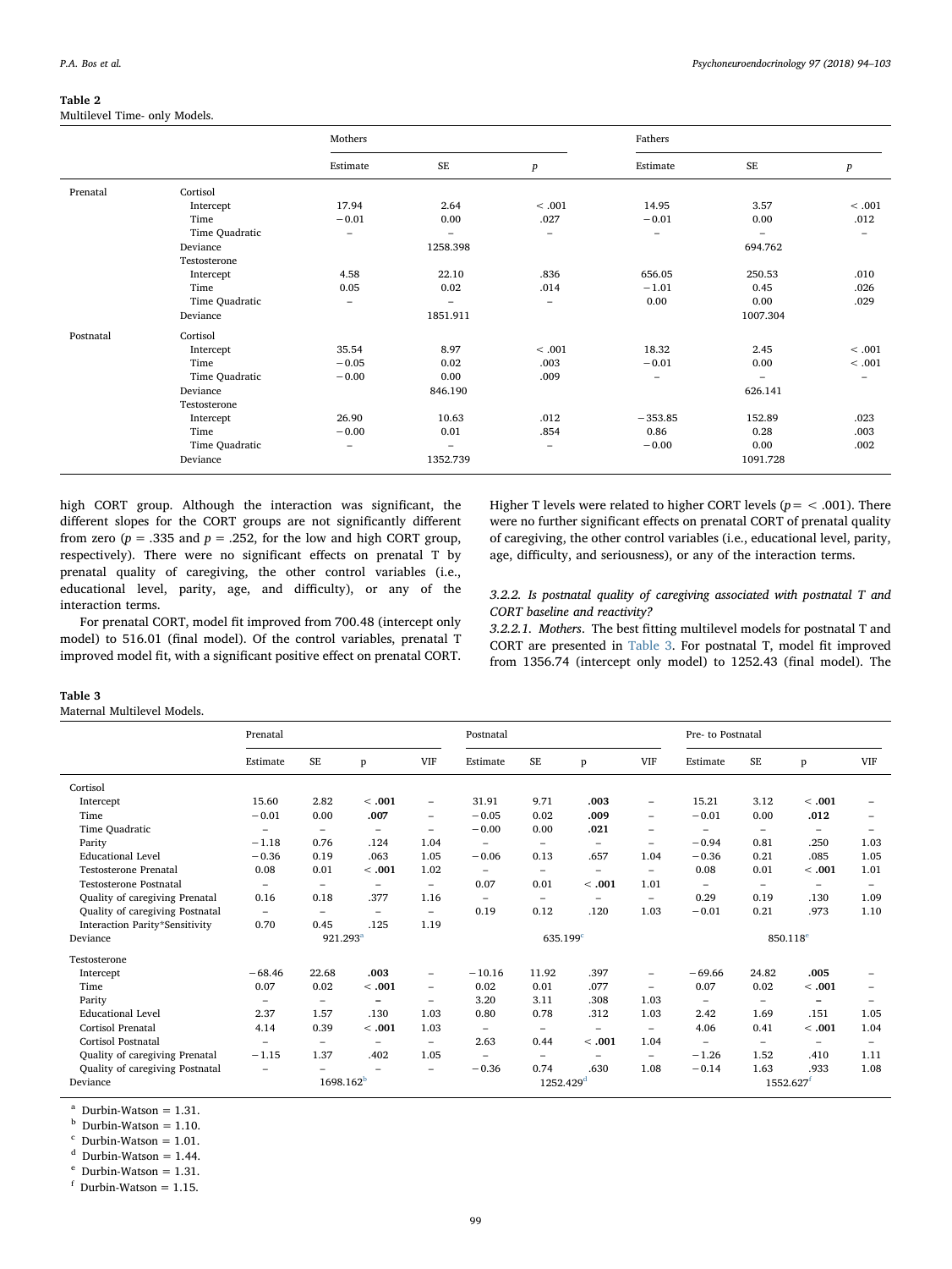**Table 2**
Multilevel Time- only Models.

| | | Mothers | | | Fathers | | |
|---|---|---|---|---|---|---|---|
| | | Estimate | SE | *p* | Estimate | SE | *p* |
| Prenatal | Cortisol | | | | | | |
| | Intercept | 17.94 | 2.64 | < .001 | 14.95 | 3.57 | < .001 |
| | Time | −0.01 | 0.00 | .027 | −0.01 | 0.00 | .012 |
| | Time Quadratic | – | – | – | – | – | – |
| | Deviance | | 1258.398 | | | 694.762 | |
| | Testosterone | | | | | | |
| | Intercept | 4.58 | 22.10 | .836 | 656.05 | 250.53 | .010 |
| | Time | 0.05 | 0.02 | .014 | −1.01 | 0.45 | .026 |
| | Time Quadratic | – | – | – | 0.00 | 0.00 | .029 |
| | Deviance | | 1851.911 | | | 1007.304 | |
| Postnatal | Cortisol | | | | | | |
| | Intercept | 35.54 | 8.97 | < .001 | 18.32 | 2.45 | < .001 |
| | Time | −0.05 | 0.02 | .003 | −0.01 | 0.00 | < .001 |
| | Time Quadratic | −0.00 | 0.00 | .009 | – | – | – |
| | Deviance | | 846.190 | | | 626.141 | |
| | Testosterone | | | | | | |
| | Intercept | 26.90 | 10.63 | .012 | −353.85 | 152.89 | .023 |
| | Time | −0.00 | 0.01 | .854 | 0.86 | 0.28 | .003 |
| | Time Quadratic | – | – | – | −0.00 | 0.00 | .002 |
| | Deviance | | 1352.739 | | | 1091.728 | |

high CORT group. Although the interaction was significant, the different slopes for the CORT groups are not significantly different from zero ($p$ = .335 and $p$ = .252, for the low and high CORT group, respectively). There were no significant effects on prenatal T by prenatal quality of caregiving, the other control variables (i.e., educational level, parity, age, and difficulty), or any of the interaction terms.

For prenatal CORT, model fit improved from 700.48 (intercept only model) to 516.01 (final model). Of the control variables, prenatal T improved model fit, with a significant positive effect on prenatal CORT. Higher T levels were related to higher CORT levels ($p$ = < .001). There were no further significant effects on prenatal CORT of prenatal quality of caregiving, the other control variables (i.e., educational level, parity, age, difficulty, and seriousness), or any of the interaction terms.

#### *3.2.2. Is postnatal quality of caregiving associated with postnatal T and CORT baseline and reactivity?*

*3.2.2.1. Mothers*. The best fitting multilevel models for postnatal T and CORT are presented in Table 3. For postnatal T, model fit improved from 1356.74 (intercept only model) to 1252.43 (final model). The

**Table 3**
Maternal Multilevel Models.

| | Prenatal | | | | Postnatal | | | | Pre- to Postnatal | | | |
|---|---|---|---|---|---|---|---|---|---|---|---|---|
| | Estimate | SE | p | VIF | Estimate | SE | p | VIF | Estimate | SE | p | VIF |
| Cortisol | | | | | | | | | | | | |
| Intercept | 15.60 | 2.82 | **< .001** | – | 31.91 | 9.71 | **.003** | – | 15.21 | 3.12 | **< .001** | – |
| Time | −0.01 | 0.00 | **.007** | – | −0.05 | 0.02 | **.009** | – | −0.01 | 0.00 | **.012** | – |
| Time Quadratic | – | – | – | – | −0.00 | 0.00 | **.021** | – | – | – | – | – |
| Parity | −1.18 | 0.76 | .124 | 1.04 | – | – | – | – | −0.94 | 0.81 | .250 | 1.03 |
| Educational Level | −0.36 | 0.19 | .063 | 1.05 | −0.06 | 0.13 | .657 | 1.04 | −0.36 | 0.21 | .085 | 1.05 |
| Testosterone Prenatal | 0.08 | 0.01 | **< .001** | 1.02 | – | – | – | – | 0.08 | 0.01 | **< .001** | 1.01 |
| Testosterone Postnatal | – | – | – | – | 0.07 | 0.01 | **< .001** | 1.01 | – | – | – | – |
| Quality of caregiving Prenatal | 0.16 | 0.18 | .377 | 1.16 | – | – | – | – | 0.29 | 0.19 | .130 | 1.09 |
| Quality of caregiving Postnatal | – | – | – | – | 0.19 | 0.12 | .120 | 1.03 | −0.01 | 0.21 | .973 | 1.10 |
| Interaction Parity*Sensitivity | 0.70 | 0.45 | .125 | 1.19 | | | | | | | | |
| Deviance | | 921.293[a] | | | | 635.199[c] | | | | 850.118[e] | | |
| Testosterone | | | | | | | | | | | | |
| Intercept | −68.46 | 22.68 | **.003** | – | −10.16 | 11.92 | .397 | – | −69.66 | 24.82 | **.005** | – |
| Time | 0.07 | 0.02 | **< .001** | – | 0.02 | 0.01 | .077 | – | 0.07 | 0.02 | **< .001** | – |
| Parity | – | – | – | – | 3.20 | 3.11 | .308 | 1.03 | – | – | – | – |
| Educational Level | 2.37 | 1.57 | .130 | 1.03 | 0.80 | 0.78 | .312 | 1.03 | 2.42 | 1.69 | .151 | 1.05 |
| Cortisol Prenatal | 4.14 | 0.39 | **< .001** | 1.03 | – | – | – | – | 4.06 | 0.41 | **< .001** | 1.04 |
| Cortisol Postnatal | – | – | – | – | 2.63 | 0.44 | **< .001** | 1.04 | – | – | – | – |
| Quality of caregiving Prenatal | −1.15 | 1.37 | .402 | 1.05 | – | – | – | – | −1.26 | 1.52 | .410 | 1.11 |
| Quality of caregiving Postnatal | – | – | – | – | −0.36 | 0.74 | .630 | 1.08 | −0.14 | 1.63 | .933 | 1.08 |
| Deviance | | 1698.162[b] | | | | 1252.429[d] | | | | 1552.627[f] | | |

[a] Durbin-Watson = 1.31.
[b] Durbin-Watson = 1.10.
[c] Durbin-Watson = 1.01.
[d] Durbin-Watson = 1.44.
[e] Durbin-Watson = 1.31.
[f] Durbin-Watson = 1.15.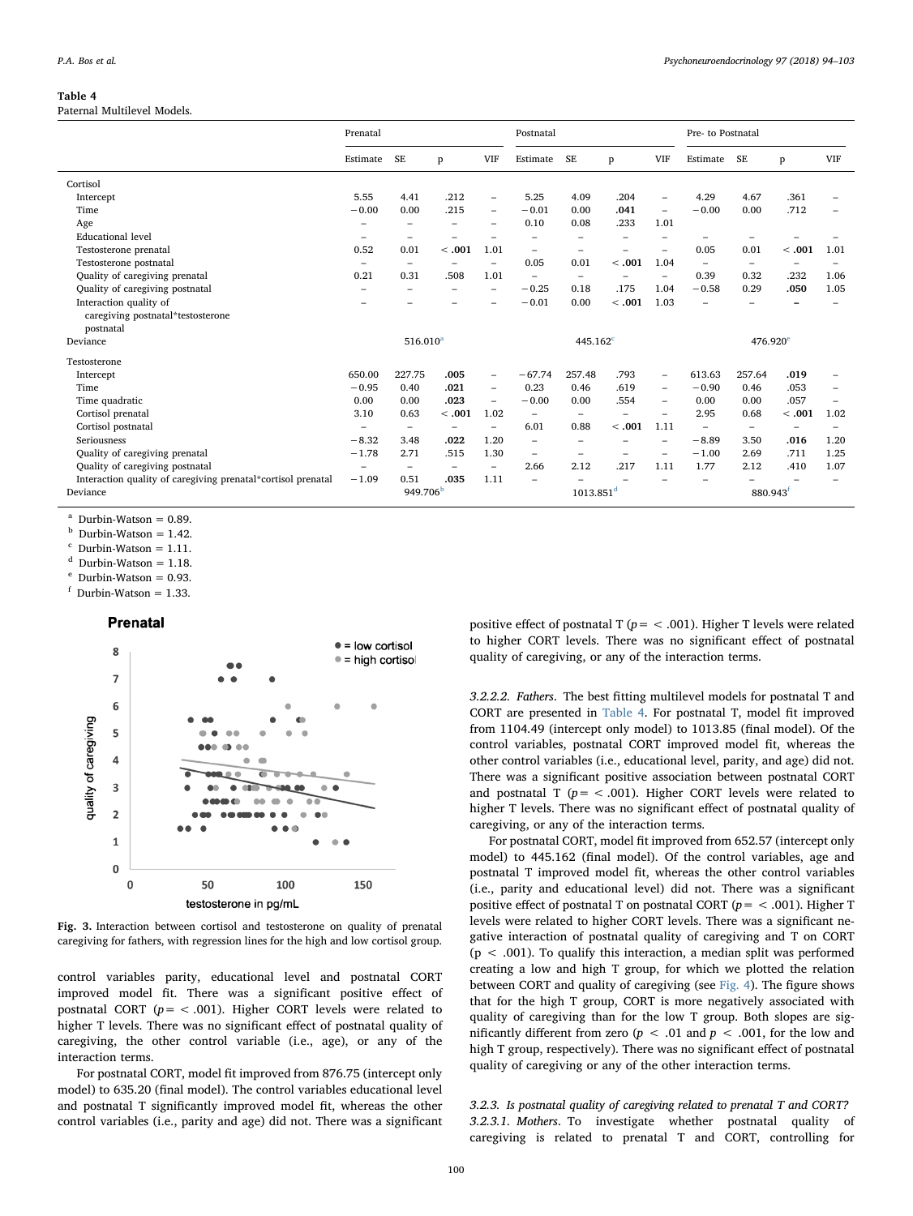**Table 4**
Paternal Multilevel Models.

| | Prenatal | | | | Postnatal | | | | Pre- to Postnatal | | | |
|---|---|---|---|---|---|---|---|---|---|---|---|---|
| | Estimate | SE | p | VIF | Estimate | SE | p | VIF | Estimate | SE | p | VIF |
| Cortisol | | | | | | | | | | | | |
| Intercept | 5.55 | 4.41 | .212 | – | 5.25 | 4.09 | .204 | – | 4.29 | 4.67 | .361 | – |
| Time | −0.00 | 0.00 | .215 | – | −0.01 | 0.00 | **.041** | – | −0.00 | 0.00 | .712 | – |
| Age | – | – | – | – | 0.10 | 0.08 | .233 | 1.01 | | | | |
| Educational level | – | – | – | – | – | – | – | – | – | – | – | – |
| Testosterone prenatal | 0.52 | 0.01 | **< .001** | 1.01 | – | – | – | – | 0.05 | 0.01 | **< .001** | 1.01 |
| Testosterone postnatal | – | – | – | – | 0.05 | 0.01 | **< .001** | 1.04 | – | – | – | – |
| Quality of caregiving prenatal | 0.21 | 0.31 | .508 | 1.01 | – | – | – | – | 0.39 | 0.32 | .232 | 1.06 |
| Quality of caregiving postnatal | – | – | – | – | −0.25 | 0.18 | .175 | 1.04 | −0.58 | 0.29 | **.050** | 1.05 |
| Interaction quality of caregiving postnatal*testosterone postnatal | – | – | – | – | −0.01 | 0.00 | **< .001** | 1.03 | – | – | – | – |
| Deviance | | 516.010[a] | | | | 445.162[c] | | | | 476.920[e] | | |
| Testosterone | | | | | | | | | | | | |
| Intercept | 650.00 | 227.75 | **.005** | – | −67.74 | 257.48 | .793 | – | 613.63 | 257.64 | **.019** | – |
| Time | −0.95 | 0.40 | **.021** | – | 0.23 | 0.46 | .619 | – | −0.90 | 0.46 | .053 | – |
| Time quadratic | 0.00 | 0.00 | **.023** | – | −0.00 | 0.00 | .554 | – | 0.00 | 0.00 | .057 | – |
| Cortisol prenatal | 3.10 | 0.63 | **< .001** | 1.02 | – | – | – | – | 2.95 | 0.68 | **< .001** | 1.02 |
| Cortisol postnatal | – | – | – | – | 6.01 | 0.88 | **< .001** | 1.11 | – | – | – | – |
| Seriousness | −8.32 | 3.48 | **.022** | 1.20 | – | – | – | – | −8.89 | 3.50 | **.016** | 1.20 |
| Quality of caregiving prenatal | −1.78 | 2.71 | .515 | 1.30 | – | – | – | – | −1.00 | 2.69 | .711 | 1.25 |
| Quality of caregiving postnatal | – | – | – | – | 2.66 | 2.12 | .217 | 1.11 | 1.77 | 2.12 | .410 | 1.07 |
| Interaction quality of caregiving prenatal*cortisol prenatal | −1.09 | 0.51 | **.035** | 1.11 | – | – | – | – | – | – | – | – |
| Deviance | | 949.706[b] | | | | 1013.851[d] | | | | 880.943[f] | | |

[a] Durbin-Watson = 0.89.
[b] Durbin-Watson = 1.42.
[c] Durbin-Watson = 1.11.
[d] Durbin-Watson = 1.18.
[e] Durbin-Watson = 0.93.
[f] Durbin-Watson = 1.33.

**Fig. 3.** Interaction between cortisol and testosterone on quality of prenatal caregiving for fathers, with regression lines for the high and low cortisol group.

control variables parity, educational level and postnatal CORT improved model fit. There was a significant positive effect of postnatal CORT ($p = < .001$). Higher CORT levels were related to higher T levels. There was no significant effect of postnatal quality of caregiving, the other control variable (i.e., age), or any of the interaction terms.

For postnatal CORT, model fit improved from 876.75 (intercept only model) to 635.20 (final model). The control variables educational level and postnatal T significantly improved model fit, whereas the other control variables (i.e., parity and age) did not. There was a significant positive effect of postnatal T ($p = < .001$). Higher T levels were related to higher CORT levels. There was no significant effect of postnatal quality of caregiving, or any of the interaction terms.

*3.2.2.2. Fathers*. The best fitting multilevel models for postnatal T and CORT are presented in Table 4. For postnatal T, model fit improved from 1104.49 (intercept only model) to 1013.85 (final model). Of the control variables, postnatal CORT improved model fit, whereas the other control variables (i.e., educational level, parity, and age) did not. There was a significant positive association between postnatal CORT and postnatal T ($p = < .001$). Higher CORT levels were related to higher T levels. There was no significant effect of postnatal quality of caregiving, or any of the interaction terms.

For postnatal CORT, model fit improved from 652.57 (intercept only model) to 445.162 (final model). Of the control variables, age and postnatal T improved model fit, whereas the other control variables (i.e., parity and educational level) did not. There was a significant positive effect of postnatal T on postnatal CORT ($p = < .001$). Higher T levels were related to higher CORT levels. There was a significant negative interaction of postnatal quality of caregiving and T on CORT ($p < .001$). To qualify this interaction, a median split was performed creating a low and high T group, for which we plotted the relation between CORT and quality of caregiving (see Fig. 4). The figure shows that for the high T group, CORT is more negatively associated with quality of caregiving than for the low T group. Both slopes are significantly different from zero ($p < .01$ and $p < .001$, for the low and high T group, respectively). There was no significant effect of postnatal quality of caregiving or any of the other interaction terms.

### 3.2.3. Is postnatal quality of caregiving related to prenatal T and CORT?

*3.2.3.1. Mothers*. To investigate whether postnatal quality of caregiving is related to prenatal T and CORT, controlling for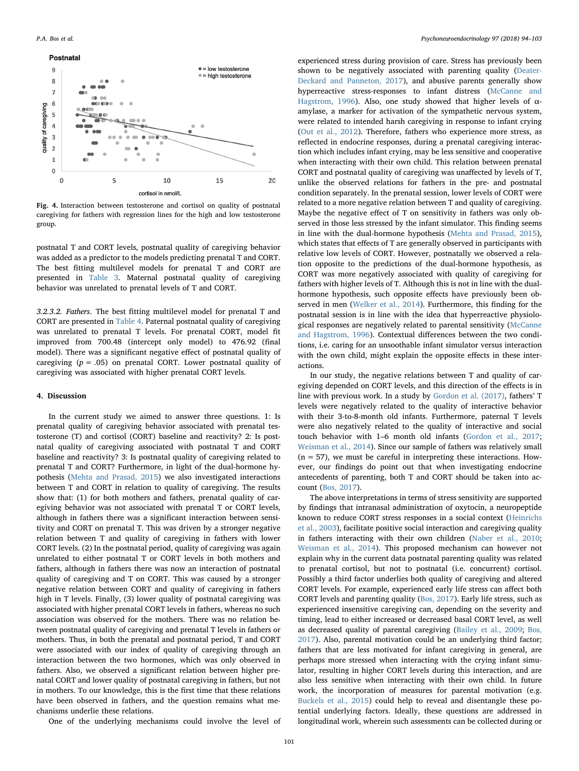Fig. 4. Interaction between testosterone and cortisol on quality of postnatal caregiving for fathers with regression lines for the high and low testosterone group.

postnatal T and CORT levels, postnatal quality of caregiving behavior was added as a predictor to the models predicting prenatal T and CORT. The best fitting multilevel models for prenatal T and CORT are presented in Table 3. Maternal postnatal quality of caregiving behavior was unrelated to prenatal levels of T and CORT.

*3.2.3.2. Fathers*. The best fitting multilevel model for prenatal T and CORT are presented in Table 4. Paternal postnatal quality of caregiving was unrelated to prenatal T levels. For prenatal CORT, model fit improved from 700.48 (intercept only model) to 476.92 (final model). There was a significant negative effect of postnatal quality of caregiving ($p = .05$) on prenatal CORT. Lower postnatal quality of caregiving was associated with higher prenatal CORT levels.

## 4. Discussion

In the current study we aimed to answer three questions. 1: Is prenatal quality of caregiving behavior associated with prenatal testosterone (T) and cortisol (CORT) baseline and reactivity? 2: Is postnatal quality of caregiving associated with postnatal T and CORT baseline and reactivity? 3: Is postnatal quality of caregiving related to prenatal T and CORT? Furthermore, in light of the dual-hormone hypothesis (Mehta and Prasad, 2015) we also investigated interactions between T and CORT in relation to quality of caregiving. The results show that: (1) for both mothers and fathers, prenatal quality of caregiving behavior was not associated with prenatal T or CORT levels, although in fathers there was a significant interaction between sensitivity and CORT on prenatal T. This was driven by a stronger negative relation between T and quality of caregiving in fathers with lower CORT levels. (2) In the postnatal period, quality of caregiving was again unrelated to either postnatal T or CORT levels in both mothers and fathers, although in fathers there was now an interaction of postnatal quality of caregiving and T on CORT. This was caused by a stronger negative relation between CORT and quality of caregiving in fathers high in T levels. Finally, (3) lower quality of postnatal caregiving was associated with higher prenatal CORT levels in fathers, whereas no such association was observed for the mothers. There was no relation between postnatal quality of caregiving and prenatal T levels in fathers or mothers. Thus, in both the prenatal and postnatal period, T and CORT were associated with our index of quality of caregiving through an interaction between the two hormones, which was only observed in fathers. Also, we observed a significant relation between higher prenatal CORT and lower quality of postnatal caregiving in fathers, but not in mothers. To our knowledge, this is the first time that these relations have been observed in fathers, and the question remains what mechanisms underlie these relations.

One of the underlying mechanisms could involve the level of experienced stress during provision of care. Stress has previously been shown to be negatively associated with parenting quality (Deater-Deckard and Panneton, 2017), and abusive parents generally show hyperreactive stress-responses to infant distress (McCanne and Hagstrom, 1996). Also, one study showed that higher levels of α-amylase, a marker for activation of the sympathetic nervous system, were related to intended harsh caregiving in response to infant crying (Out et al., 2012). Therefore, fathers who experience more stress, as reflected in endocrine responses, during a prenatal caregiving interaction which includes infant crying, may be less sensitive and cooperative when interacting with their own child. This relation between prenatal CORT and postnatal quality of caregiving was unaffected by levels of T, unlike the observed relations for fathers in the pre- and postnatal condition separately. In the prenatal session, lower levels of CORT were related to a more negative relation between T and quality of caregiving. Maybe the negative effect of T on sensitivity in fathers was only observed in those less stressed by the infant simulator. This finding seems in line with the dual-hormone hypothesis (Mehta and Prasad, 2015), which states that effects of T are generally observed in participants with relative low levels of CORT. However, postnatally we observed a relation opposite to the predictions of the dual-hormone hypothesis, as CORT was more negatively associated with quality of caregiving for fathers with higher levels of T. Although this is not in line with the dual-hormone hypothesis, such opposite effects have previously been observed in men (Welker et al., 2014). Furthermore, this finding for the postnatal session is in line with the idea that hyperreactive physiological responses are negatively related to parental sensitivity (McCanne and Hagstrom, 1996). Contextual differences between the two conditions, i.e. caring for an unsoothable infant simulator versus interaction with the own child, might explain the opposite effects in these interactions.

In our study, the negative relations between T and quality of caregiving depended on CORT levels, and this direction of the effects is in line with previous work. In a study by Gordon et al. (2017), fathers' T levels were negatively related to the quality of interactive behavior with their 3-to-8-month old infants. Furthermore, paternal T levels were also negatively related to the quality of interactive and social touch behavior with 1–6 month old infants (Gordon et al., 2017; Weisman et al., 2014). Since our sample of fathers was relatively small (n = 57), we must be careful in interpreting these interactions. However, our findings do point out that when investigating endocrine antecedents of parenting, both T and CORT should be taken into account (Bos, 2017).

The above interpretations in terms of stress sensitivity are supported by findings that intranasal administration of oxytocin, a neuropeptide known to reduce CORT stress responses in a social context (Heinrichs et al., 2003), facilitate positive social interaction and caregiving quality in fathers interacting with their own children (Naber et al., 2010; Weisman et al., 2014). This proposed mechanism can however not explain why in the current data postnatal parenting quality was related to prenatal cortisol, but not to postnatal (i.e. concurrent) cortisol. Possibly a third factor underlies both quality of caregiving and altered CORT levels. For example, experienced early life stress can affect both CORT levels and parenting quality (Bos, 2017). Early life stress, such as experienced insensitive caregiving can, depending on the severity and timing, lead to either increased or decreased basal CORT level, as well as decreased quality of parental caregiving (Bailey et al., 2009; Bos, 2017). Also, parental motivation could be an underlying third factor; fathers that are less motivated for infant caregiving in general, are perhaps more stressed when interacting with the crying infant simulator, resulting in higher CORT levels during this interaction, and are also less sensitive when interacting with their own child. In future work, the incorporation of measures for parental motivation (e.g. Buckels et al., 2015) could help to reveal and disentangle these potential underlying factors. Ideally, these questions are addressed in longitudinal work, wherein such assessments can be collected during or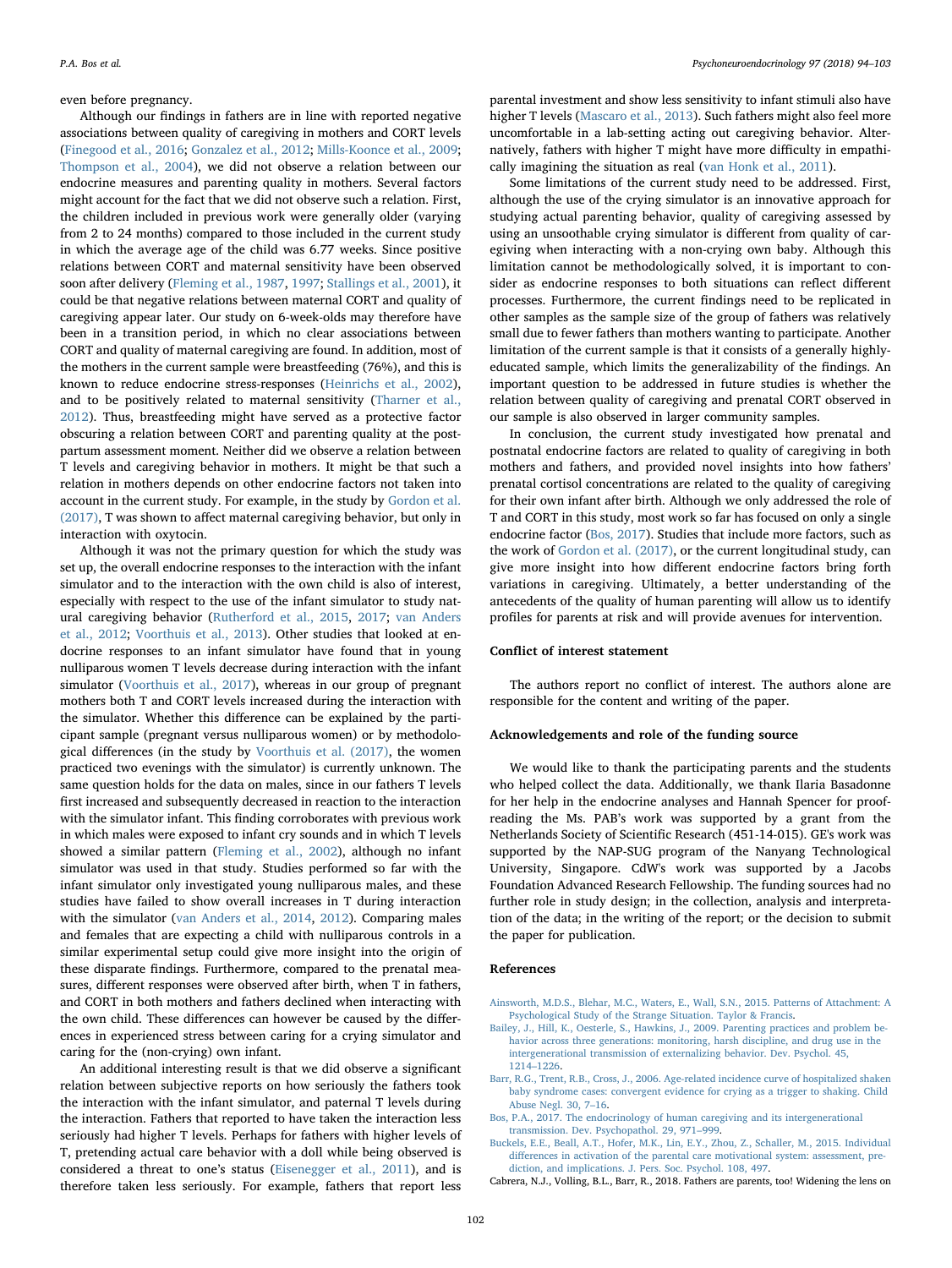even before pregnancy.

Although our findings in fathers are in line with reported negative associations between quality of caregiving in mothers and CORT levels (Finegood et al., 2016; Gonzalez et al., 2012; Mills-Koonce et al., 2009; Thompson et al., 2004), we did not observe a relation between our endocrine measures and parenting quality in mothers. Several factors might account for the fact that we did not observed such a relation. First, the children included in previous work were generally older (varying from 2 to 24 months) compared to those included in the current study in which the average age of the child was 6.77 weeks. Since positive relations between CORT and maternal sensitivity have been observed soon after delivery (Fleming et al., 1987, 1997; Stallings et al., 2001), it could be that negative relations between maternal CORT and quality of caregiving appear later. Our study on 6-week-olds may therefore have been in a transition period, in which no clear associations between CORT and quality of maternal caregiving are found. In addition, most of the mothers in the current sample were breastfeeding (76%), and this is known to reduce endocrine stress-responses (Heinrichs et al., 2002), and to be positively related to maternal sensitivity (Tharner et al., 2012). Thus, breastfeeding might have served as a protective factor obscuring a relation between CORT and parenting quality at the postpartum assessment moment. Neither did we observe a relation between T levels and caregiving behavior in mothers. It might be that such a relation in mothers depends on other endocrine factors not taken into account in the current study. For example, in the study by Gordon et al. (2017), T was shown to affect maternal caregiving behavior, but only in interaction with oxytocin.

Although it was not the primary question for which the study was set up, the overall endocrine responses to the interaction with the infant simulator and to the interaction with the own child is also of interest, especially with respect to the use of the infant simulator to study natural caregiving behavior (Rutherford et al., 2015, 2017; van Anders et al., 2012; Voorthuis et al., 2013). Other studies that looked at endocrine responses to an infant simulator have found that in young nulliparous women T levels decrease during interaction with the infant simulator (Voorthuis et al., 2017), whereas in our group of pregnant mothers both T and CORT levels increased during the interaction with the simulator. Whether this difference can be explained by the participant sample (pregnant versus nulliparous women) or by methodological differences (in the study by Voorthuis et al. (2017), the women practiced two evenings with the simulator) is currently unknown. The same question holds for the data on males, since in our fathers T levels first increased and subsequently decreased in reaction to the interaction with the simulator infant. This finding corroborates with previous work in which males were exposed to infant cry sounds and in which T levels showed a similar pattern (Fleming et al., 2002), although no infant simulator was used in that study. Studies performed so far with the infant simulator only investigated young nulliparous males, and these studies have failed to show overall increases in T during interaction with the simulator (van Anders et al., 2014, 2012). Comparing males and females that are expecting a child with nulliparous controls in a similar experimental setup could give more insight into the origin of these disparate findings. Furthermore, compared to the prenatal measures, different responses were observed after birth, when T in fathers, and CORT in both mothers and fathers declined when interacting with the own child. These differences can however be caused by the differences in experienced stress between caring for a crying simulator and caring for the (non-crying) own infant.

An additional interesting result is that we did observe a significant relation between subjective reports on how seriously the fathers took the interaction with the infant simulator, and paternal T levels during the interaction. Fathers that reported to have taken the interaction less seriously had higher T levels. Perhaps for fathers with higher levels of T, pretending actual care behavior with a doll while being observed is considered a threat to one's status (Eisenegger et al., 2011), and is therefore taken less seriously. For example, fathers that report less parental investment and show less sensitivity to infant stimuli also have higher T levels (Mascaro et al., 2013). Such fathers might also feel more uncomfortable in a lab-setting acting out caregiving behavior. Alternatively, fathers with higher T might have more difficulty in empathically imagining the situation as real (van Honk et al., 2011).

Some limitations of the current study need to be addressed. First, although the use of the crying simulator is an innovative approach for studying actual parenting behavior, quality of caregiving assessed by using an unsoothable crying simulator is different from quality of caregiving when interacting with a non-crying own baby. Although this limitation cannot be methodologically solved, it is important to consider as endocrine responses to both situations can reflect different processes. Furthermore, the current findings need to be replicated in other samples as the sample size of the group of fathers was relatively small due to fewer fathers than mothers wanting to participate. Another limitation of the current sample is that it consists of a generally highly-educated sample, which limits the generalizability of the findings. An important question to be addressed in future studies is whether the relation between quality of caregiving and prenatal CORT observed in our sample is also observed in larger community samples.

In conclusion, the current study investigated how prenatal and postnatal endocrine factors are related to quality of caregiving in both mothers and fathers, and provided novel insights into how fathers' prenatal cortisol concentrations are related to the quality of caregiving for their own infant after birth. Although we only addressed the role of T and CORT in this study, most work so far has focused on only a single endocrine factor (Bos, 2017). Studies that include more factors, such as the work of Gordon et al. (2017), or the current longitudinal study, can give more insight into how different endocrine factors bring forth variations in caregiving. Ultimately, a better understanding of the antecedents of the quality of human parenting will allow us to identify profiles for parents at risk and will provide avenues for intervention.

## Conflict of interest statement

The authors report no conflict of interest. The authors alone are responsible for the content and writing of the paper.

## Acknowledgements and role of the funding source

We would like to thank the participating parents and the students who helped collect the data. Additionally, we thank Ilaria Basadonne for her help in the endocrine analyses and Hannah Spencer for proofreading the Ms. PAB's work was supported by a grant from the Netherlands Society of Scientific Research (451-14-015). GE's work was supported by the NAP-SUG program of the Nanyang Technological University, Singapore. CdW's work was supported by a Jacobs Foundation Advanced Research Fellowship. The funding sources had no further role in study design; in the collection, analysis and interpretation of the data; in the writing of the report; or the decision to submit the paper for publication.

## References

Ainsworth, M.D.S., Blehar, M.C., Waters, E., Wall, S.N., 2015. Patterns of Attachment: A Psychological Study of the Strange Situation. Taylor & Francis.

Bailey, J., Hill, K., Oesterle, S., Hawkins, J., 2009. Parenting practices and problem behavior across three generations: monitoring, harsh discipline, and drug use in the intergenerational transmission of externalizing behavior. Dev. Psychol. 45, 1214–1226.

Barr, R.G., Trent, R.B., Cross, J., 2006. Age-related incidence curve of hospitalized shaken baby syndrome cases: convergent evidence for crying as a trigger to shaking. Child Abuse Negl. 30, 7–16.

Bos, P.A., 2017. The endocrinology of human caregiving and its intergenerational transmission. Dev. Psychopathol. 29, 971–999.

Buckels, E.E., Beall, A.T., Hofer, M.K., Lin, E.Y., Zhou, Z., Schaller, M., 2015. Individual differences in activation of the parental care motivational system: assessment, prediction, and implications. J. Pers. Soc. Psychol. 108, 497.

Cabrera, N.J., Volling, B.L., Barr, R., 2018. Fathers are parents, too! Widening the lens on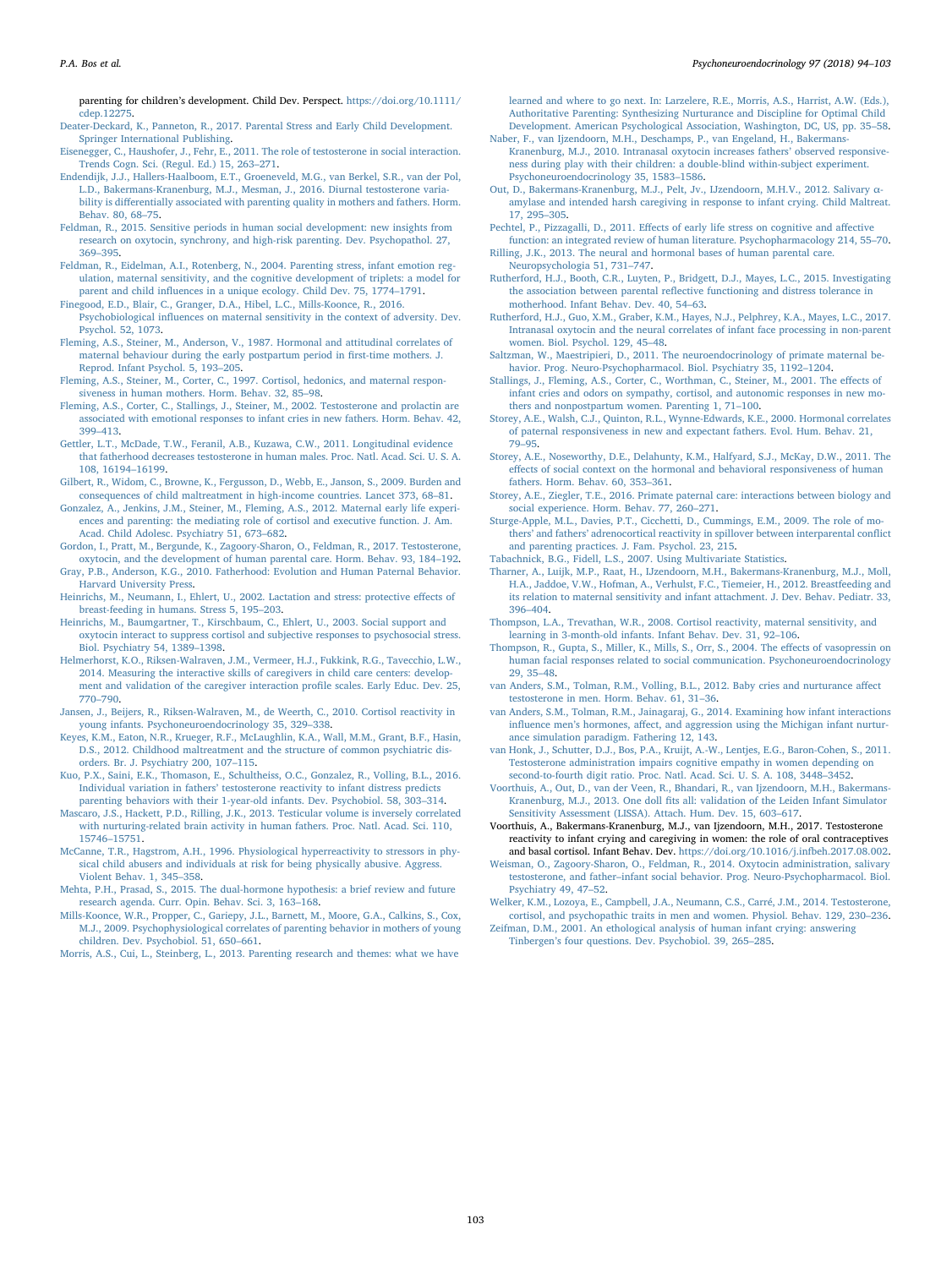parenting for children's development. Child Dev. Perspect. https://doi.org/10.1111/cdep.12275.

Deater-Deckard, K., Panneton, R., 2017. Parental Stress and Early Child Development. Springer International Publishing.

Eisenegger, C., Haushofer, J., Fehr, E., 2011. The role of testosterone in social interaction. Trends Cogn. Sci. (Regul. Ed.) 15, 263–271.

Endendijk, J.J., Hallers-Haalboom, E.T., Groeneveld, M.G., van Berkel, S.R., van der Pol, L.D., Bakermans-Kranenburg, M.J., Mesman, J., 2016. Diurnal testosterone variability is differentially associated with parenting quality in mothers and fathers. Horm. Behav. 80, 68–75.

Feldman, R., 2015. Sensitive periods in human social development: new insights from research on oxytocin, synchrony, and high-risk parenting. Dev. Psychopathol. 27, 369–395.

Feldman, R., Eidelman, A.I., Rotenberg, N., 2004. Parenting stress, infant emotion regulation, maternal sensitivity, and the cognitive development of triplets: a model for parent and child influences in a unique ecology. Child Dev. 75, 1774–1791.

Finegood, E.D., Blair, C., Granger, D.A., Hibel, L.C., Mills-Koonce, R., 2016. Psychobiological influences on maternal sensitivity in the context of adversity. Dev. Psychol. 52, 1073.

Fleming, A.S., Steiner, M., Anderson, V., 1987. Hormonal and attitudinal correlates of maternal behaviour during the early postpartum period in first-time mothers. J. Reprod. Infant Psychol. 5, 193–205.

Fleming, A.S., Steiner, M., Corter, C., 1997. Cortisol, hedonics, and maternal responsiveness in human mothers. Horm. Behav. 32, 85–98.

Fleming, A.S., Corter, C., Stallings, J., Steiner, M., 2002. Testosterone and prolactin are associated with emotional responses to infant cries in new fathers. Horm. Behav. 42, 399–413.

Gettler, L.T., McDade, T.W., Feranil, A.B., Kuzawa, C.W., 2011. Longitudinal evidence that fatherhood decreases testosterone in human males. Proc. Natl. Acad. Sci. U. S. A. 108, 16194–16199.

Gilbert, R., Widom, C., Browne, K., Fergusson, D., Webb, E., Janson, S., 2009. Burden and consequences of child maltreatment in high-income countries. Lancet 373, 68–81.

Gonzalez, A., Jenkins, J.M., Steiner, M., Fleming, A.S., 2012. Maternal early life experiences and parenting: the mediating role of cortisol and executive function. J. Am. Acad. Child Adolesc. Psychiatry 51, 673–682.

Gordon, I., Pratt, M., Bergunde, K., Zagoory-Sharon, O., Feldman, R., 2017. Testosterone, oxytocin, and the development of human parental care. Horm. Behav. 93, 184–192.

Gray, P.B., Anderson, K.G., 2010. Fatherhood: Evolution and Human Paternal Behavior. Harvard University Press.

Heinrichs, M., Neumann, I., Ehlert, U., 2002. Lactation and stress: protective effects of breast-feeding in humans. Stress 5, 195–203.

Heinrichs, M., Baumgartner, T., Kirschbaum, C., Ehlert, U., 2003. Social support and oxytocin interact to suppress cortisol and subjective responses to psychosocial stress. Biol. Psychiatry 54, 1389–1398.

Helmerhorst, K.O., Riksen-Walraven, J.M., Vermeer, H.J., Fukkink, R.G., Tavecchio, L.W., 2014. Measuring the interactive skills of caregivers in child care centers: development and validation of the caregiver interaction profile scales. Early Educ. Dev. 25, 770–790.

Jansen, J., Beijers, R., Riksen-Walraven, M., de Weerth, C., 2010. Cortisol reactivity in young infants. Psychoneuroendocrinology 35, 329–338.

Keyes, K.M., Eaton, N.R., Krueger, R.F., McLaughlin, K.A., Wall, M.M., Grant, B.F., Hasin, D.S., 2012. Childhood maltreatment and the structure of common psychiatric disorders. Br. J. Psychiatry 200, 107–115.

Kuo, P.X., Saini, E.K., Thomason, E., Schultheiss, O.C., Gonzalez, R., Volling, B.L., 2016. Individual variation in fathers' testosterone reactivity to infant distress predicts parenting behaviors with their 1-year-old infants. Dev. Psychobiol. 58, 303–314.

Mascaro, J.S., Hackett, P.D., Rilling, J.K., 2013. Testicular volume is inversely correlated with nurturing-related brain activity in human fathers. Proc. Natl. Acad. Sci. 110, 15746–15751.

McCanne, T.R., Hagstrom, A.H., 1996. Physiological hyperreactivity to stressors in physical child abusers and individuals at risk for being physically abusive. Aggress. Violent Behav. 1, 345–358.

Mehta, P.H., Prasad, S., 2015. The dual-hormone hypothesis: a brief review and future research agenda. Curr. Opin. Behav. Sci. 3, 163–168.

Mills-Koonce, W.R., Propper, C., Gariepy, J.L., Barnett, M., Moore, G.A., Calkins, S., Cox, M.J., 2009. Psychophysiological correlates of parenting behavior in mothers of young children. Dev. Psychobiol. 51, 650–661.

Morris, A.S., Cui, L., Steinberg, L., 2013. Parenting research and themes: what we have learned and where to go next. In: Larzelere, R.E., Morris, A.S., Harrist, A.W. (Eds.), Authoritative Parenting: Synthesizing Nurturance and Discipline for Optimal Child Development. American Psychological Association, Washington, DC, US, pp. 35–58.

Naber, F., van Ijzendoorn, M.H., Deschamps, P., van Engeland, H., Bakermans-Kranenburg, M.J., 2010. Intranasal oxytocin increases fathers' observed responsiveness during play with their children: a double-blind within-subject experiment. Psychoneuroendocrinology 35, 1583–1586.

Out, D., Bakermans-Kranenburg, M.J., Pelt, Jv., IJzendoorn, M.H.V., 2012. Salivary α-amylase and intended harsh caregiving in response to infant crying. Child Maltreat. 17, 295–305.

Pechtel, P., Pizzagalli, D., 2011. Effects of early life stress on cognitive and affective function: an integrated review of human literature. Psychopharmacology 214, 55–70.

Rilling, J.K., 2013. The neural and hormonal bases of human parental care. Neuropsychologia 51, 731–747.

Rutherford, H.J., Booth, C.R., Luyten, P., Bridgett, D.J., Mayes, L.C., 2015. Investigating the association between parental reflective functioning and distress tolerance in motherhood. Infant Behav. Dev. 40, 54–63.

Rutherford, H.J., Guo, X.M., Graber, K.M., Hayes, N.J., Pelphrey, K.A., Mayes, L.C., 2017. Intranasal oxytocin and the neural correlates of infant face processing in non-parent women. Biol. Psychol. 129, 45–48.

Saltzman, W., Maestripieri, D., 2011. The neuroendocrinology of primate maternal behavior. Prog. Neuro-Psychopharmacol. Biol. Psychiatry 35, 1192–1204.

Stallings, J., Fleming, A.S., Corter, C., Worthman, C., Steiner, M., 2001. The effects of infant cries and odors on sympathy, cortisol, and autonomic responses in new mothers and nonpostpartum women. Parenting 1, 71–100.

Storey, A.E., Walsh, C.J., Quinton, R.L., Wynne-Edwards, K.E., 2000. Hormonal correlates of paternal responsiveness in new and expectant fathers. Evol. Hum. Behav. 21, 79–95.

Storey, A.E., Noseworthy, D.E., Delahunty, K.M., Halfyard, S.J., McKay, D.W., 2011. The effects of social context on the hormonal and behavioral responsiveness of human fathers. Horm. Behav. 60, 353–361.

Storey, A.E., Ziegler, T.E., 2016. Primate paternal care: interactions between biology and social experience. Horm. Behav. 77, 260–271.

Sturge-Apple, M.L., Davies, P.T., Cicchetti, D., Cummings, E.M., 2009. The role of mothers' and fathers' adrenocortical reactivity in spillover between interparental conflict and parenting practices. J. Fam. Psychol. 23, 215.

Tabachnick, B.G., Fidell, L.S., 2007. Using Multivariate Statistics.

Tharner, A., Luijk, M.P., Raat, H., IJzendoorn, M.H., Bakermans-Kranenburg, M.J., Moll, H.A., Jaddoe, V.W., Hofman, A., Verhulst, F.C., Tiemeier, H., 2012. Breastfeeding and its relation to maternal sensitivity and infant attachment. J. Dev. Behav. Pediatr. 33, 396–404.

Thompson, L.A., Trevathan, W.R., 2008. Cortisol reactivity, maternal sensitivity, and learning in 3-month-old infants. Infant Behav. Dev. 31, 92–106.

Thompson, R., Gupta, S., Miller, K., Mills, S., Orr, S., 2004. The effects of vasopressin on human facial responses related to social communication. Psychoneuroendocrinology 29, 35–48.

van Anders, S.M., Tolman, R.M., Volling, B.L., 2012. Baby cries and nurturance affect testosterone in men. Horm. Behav. 61, 31–36.

van Anders, S.M., Tolman, R.M., Jainagaraj, G., 2014. Examining how infant interactions influence men's hormones, affect, and aggression using the Michigan infant nurturance simulation paradigm. Fathering 12, 143.

van Honk, J., Schutter, D.J., Bos, P.A., Kruijt, A.-W., Lentjes, E.G., Baron-Cohen, S., 2011. Testosterone administration impairs cognitive empathy in women depending on second-to-fourth digit ratio. Proc. Natl. Acad. Sci. U. S. A. 108, 3448–3452.

Voorthuis, A., Out, D., van der Veen, R., Bhandari, R., van Ijzendoorn, M.H., Bakermans-Kranenburg, M.J., 2013. One doll fits all: validation of the Leiden Infant Simulator Sensitivity Assessment (LISSA). Attach. Hum. Dev. 15, 603–617.

Voorthuis, A., Bakermans-Kranenburg, M.J., van Ijzendoorn, M.H., 2017. Testosterone reactivity to infant crying and caregiving in women: the role of oral contraceptives and basal cortisol. Infant Behav. Dev. https://doi.org/10.1016/j.infbeh.2017.08.002.

Weisman, O., Zagoory-Sharon, O., Feldman, R., 2014. Oxytocin administration, salivary testosterone, and father–infant social behavior. Prog. Neuro-Psychopharmacol. Biol. Psychiatry 49, 47–52.

Welker, K.M., Lozoya, E., Campbell, J.A., Neumann, C.S., Carré, J.M., 2014. Testosterone, cortisol, and psychopathic traits in men and women. Physiol. Behav. 129, 230–236.

Zeifman, D.M., 2001. An ethological analysis of human infant crying: answering Tinbergen's four questions. Dev. Psychobiol. 39, 265–285.